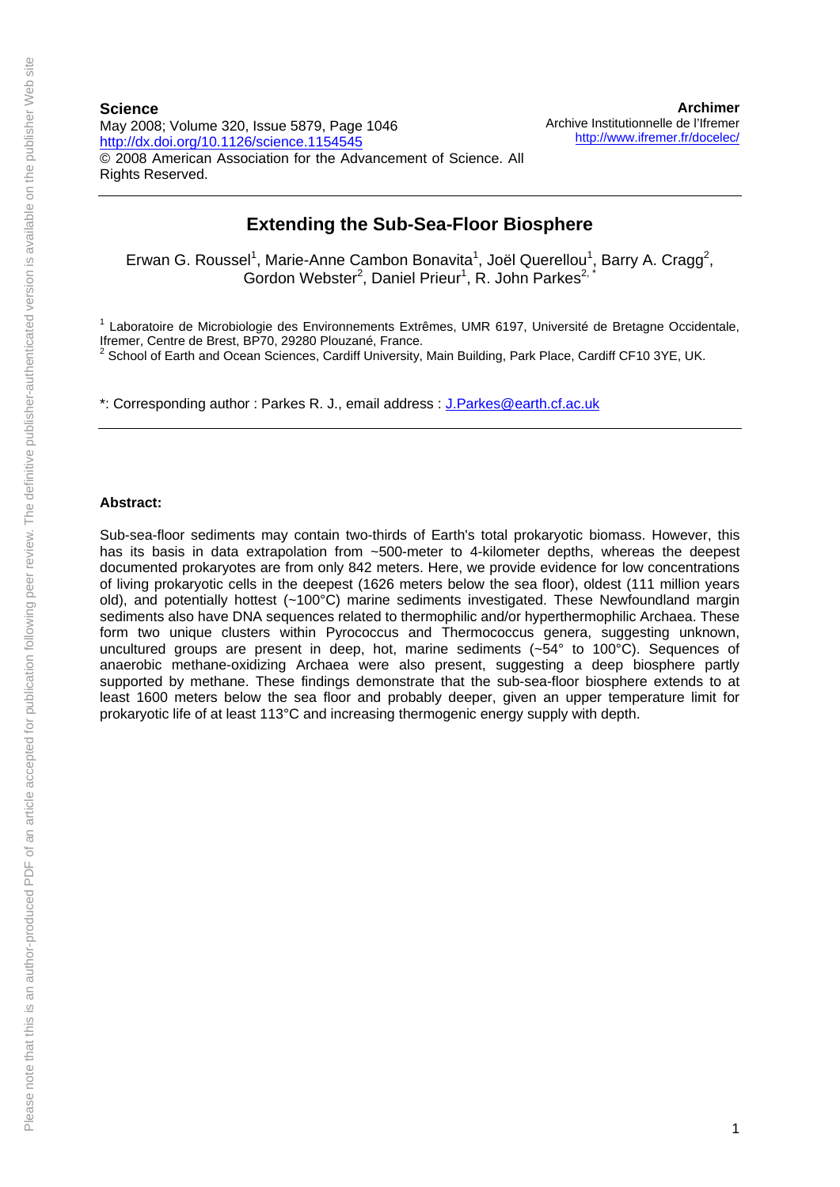**Science**
May 2008; Volume 320, Issue 5879, Page 1046
http://dx.doi.org/10.1126/science.1154545
© 2008 American Association for the Advancement of Science. All Rights Reserved.

**Archimer**
Archive Institutionnelle de l'Ifremer
http://www.ifremer.fr/docelec/

# Extending the Sub-Sea-Floor Biosphere

Erwan G. Roussel[1], Marie-Anne Cambon Bonavita[1], Joël Querellou[1], Barry A. Cragg[2], Gordon Webster[2], Daniel Prieur[1], R. John Parkes[2, *]

[1] Laboratoire de Microbiologie des Environnements Extrêmes, UMR 6197, Université de Bretagne Occidentale, Ifremer, Centre de Brest, BP70, 29280 Plouzané, France.
[2] School of Earth and Ocean Sciences, Cardiff University, Main Building, Park Place, Cardiff CF10 3YE, UK.

*: Corresponding author : Parkes R. J., email address : J.Parkes@earth.cf.ac.uk

**Abstract:**

Sub-sea-floor sediments may contain two-thirds of Earth's total prokaryotic biomass. However, this has its basis in data extrapolation from ~500-meter to 4-kilometer depths, whereas the deepest documented prokaryotes are from only 842 meters. Here, we provide evidence for low concentrations of living prokaryotic cells in the deepest (1626 meters below the sea floor), oldest (111 million years old), and potentially hottest (~100°C) marine sediments investigated. These Newfoundland margin sediments also have DNA sequences related to thermophilic and/or hyperthermophilic Archaea. These form two unique clusters within Pyrococcus and Thermococcus genera, suggesting unknown, uncultured groups are present in deep, hot, marine sediments (~54° to 100°C). Sequences of anaerobic methane-oxidizing Archaea were also present, suggesting a deep biosphere partly supported by methane. These findings demonstrate that the sub-sea-floor biosphere extends to at least 1600 meters below the sea floor and probably deeper, given an upper temperature limit for prokaryotic life of at least 113°C and increasing thermogenic energy supply with depth.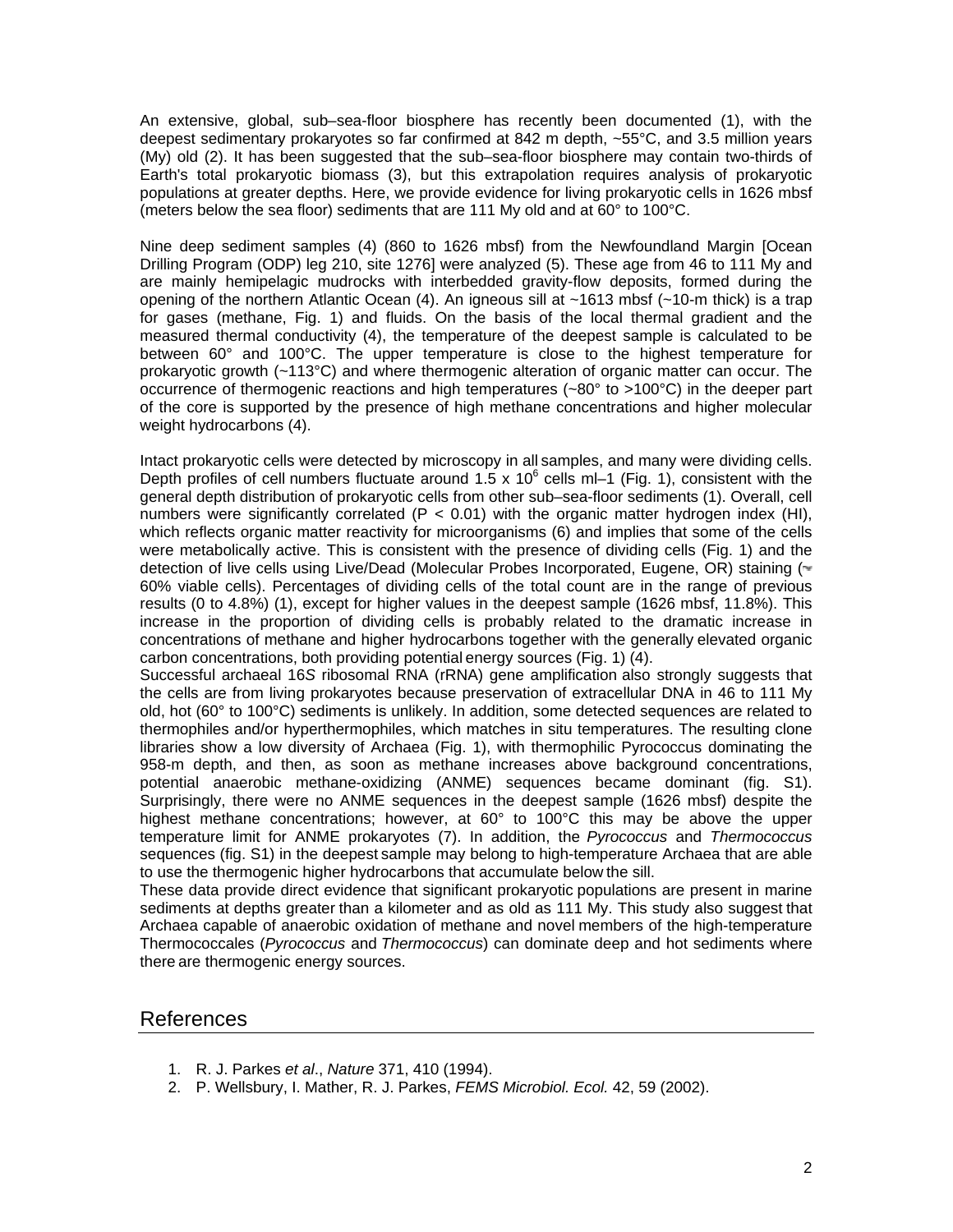An extensive, global, sub–sea-floor biosphere has recently been documented (1), with the deepest sedimentary prokaryotes so far confirmed at 842 m depth, ~55°C, and 3.5 million years (My) old (2). It has been suggested that the sub–sea-floor biosphere may contain two-thirds of Earth's total prokaryotic biomass (3), but this extrapolation requires analysis of prokaryotic populations at greater depths. Here, we provide evidence for living prokaryotic cells in 1626 mbsf (meters below the sea floor) sediments that are 111 My old and at 60° to 100°C.

Nine deep sediment samples (4) (860 to 1626 mbsf) from the Newfoundland Margin [Ocean Drilling Program (ODP) leg 210, site 1276] were analyzed (5). These age from 46 to 111 My and are mainly hemipelagic mudrocks with interbedded gravity-flow deposits, formed during the opening of the northern Atlantic Ocean (4). An igneous sill at ~1613 mbsf (~10-m thick) is a trap for gases (methane, Fig. 1) and fluids. On the basis of the local thermal gradient and the measured thermal conductivity (4), the temperature of the deepest sample is calculated to be between 60° and 100°C. The upper temperature is close to the highest temperature for prokaryotic growth (~113°C) and where thermogenic alteration of organic matter can occur. The occurrence of thermogenic reactions and high temperatures (~80° to >100°C) in the deeper part of the core is supported by the presence of high methane concentrations and higher molecular weight hydrocarbons (4).

Intact prokaryotic cells were detected by microscopy in all samples, and many were dividing cells. Depth profiles of cell numbers fluctuate around $1.5 \times 10^6$ cells ml–1 (Fig. 1), consistent with the general depth distribution of prokaryotic cells from other sub–sea-floor sediments (1). Overall, cell numbers were significantly correlated ($P < 0.01$) with the organic matter hydrogen index (HI), which reflects organic matter reactivity for microorganisms (6) and implies that some of the cells were metabolically active. This is consistent with the presence of dividing cells (Fig. 1) and the detection of live cells using Live/Dead (Molecular Probes Incorporated, Eugene, OR) staining (~ 60% viable cells). Percentages of dividing cells of the total count are in the range of previous results (0 to 4.8%) (1), except for higher values in the deepest sample (1626 mbsf, 11.8%). This increase in the proportion of dividing cells is probably related to the dramatic increase in concentrations of methane and higher hydrocarbons together with the generally elevated organic carbon concentrations, both providing potential energy sources (Fig. 1) (4).

Successful archaeal 16*S* ribosomal RNA (rRNA) gene amplification also strongly suggests that the cells are from living prokaryotes because preservation of extracellular DNA in 46 to 111 My old, hot (60° to 100°C) sediments is unlikely. In addition, some detected sequences are related to thermophiles and/or hyperthermophiles, which matches in situ temperatures. The resulting clone libraries show a low diversity of Archaea (Fig. 1), with thermophilic Pyrococcus dominating the 958-m depth, and then, as soon as methane increases above background concentrations, potential anaerobic methane-oxidizing (ANME) sequences became dominant (fig. S1). Surprisingly, there were no ANME sequences in the deepest sample (1626 mbsf) despite the highest methane concentrations; however, at 60° to 100°C this may be above the upper temperature limit for ANME prokaryotes (7). In addition, the *Pyrococcus* and *Thermococcus* sequences (fig. S1) in the deepest sample may belong to high-temperature Archaea that are able to use the thermogenic higher hydrocarbons that accumulate below the sill.

These data provide direct evidence that significant prokaryotic populations are present in marine sediments at depths greater than a kilometer and as old as 111 My. This study also suggest that Archaea capable of anaerobic oxidation of methane and novel members of the high-temperature Thermococcales (*Pyrococcus* and *Thermococcus*) can dominate deep and hot sediments where there are thermogenic energy sources.

## References

1. R. J. Parkes *et al*., *Nature* 371, 410 (1994).
2. P. Wellsbury, I. Mather, R. J. Parkes, *FEMS Microbiol. Ecol.* 42, 59 (2002).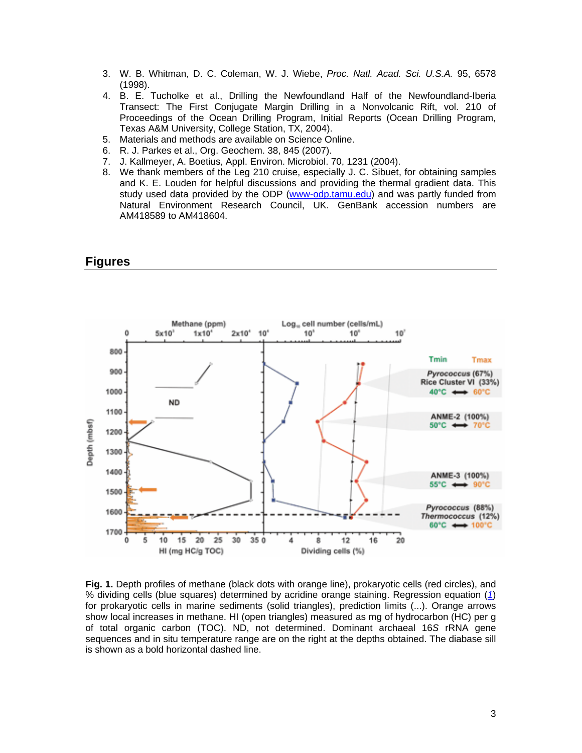3. W. B. Whitman, D. C. Coleman, W. J. Wiebe, *Proc. Natl. Acad. Sci. U.S.A.* 95, 6578 (1998).
4. B. E. Tucholke et al., Drilling the Newfoundland Half of the Newfoundland-Iberia Transect: The First Conjugate Margin Drilling in a Nonvolcanic Rift, vol. 210 of Proceedings of the Ocean Drilling Program, Initial Reports (Ocean Drilling Program, Texas A&M University, College Station, TX, 2004).
5. Materials and methods are available on Science Online.
6. R. J. Parkes et al., Org. Geochem. 38, 845 (2007).
7. J. Kallmeyer, A. Boetius, Appl. Environ. Microbiol. 70, 1231 (2004).
8. We thank members of the Leg 210 cruise, especially J. C. Sibuet, for obtaining samples and K. E. Louden for helpful discussions and providing the thermal gradient data. This study used data provided by the ODP (www-odp.tamu.edu) and was partly funded from Natural Environment Research Council, UK. GenBank accession numbers are AM418589 to AM418604.

## Figures

Methane (ppm)
0 5x10³ 1x10⁴ 2x10⁴
Log₁₀ cell number (cells/mL)
10⁴ 10⁵ 10⁶ 10⁷
Depth (mbsf)
800 900 1000 1100 1200 1300 1400 1500 1600 1700
ND
HI (mg HC/g TOC)
0 5 10 15 20 25 30 35
Dividing cells (%)
0 4 8 12 16 20
Tmin Tmax
*Pyrococcus* (67%)
Rice Cluster VI (33%)
40°C ⟷ 60°C
ANME-2 (100%)
50°C ⟷ 70°C
ANME-3 (100%)
55°C ⟷ 90°C
*Pyrococcus* (88%)
*Thermococcus* (12%)
60°C ⟷ 100°C

**Fig. 1.** Depth profiles of methane (black dots with orange line), prokaryotic cells (red circles), and % dividing cells (blue squares) determined by acridine orange staining. Regression equation (*1*) for prokaryotic cells in marine sediments (solid triangles), prediction limits (...). Orange arrows show local increases in methane. HI (open triangles) measured as mg of hydrocarbon (HC) per g of total organic carbon (TOC). ND, not determined. Dominant archaeal 16*S* rRNA gene sequences and in situ temperature range are on the right at the depths obtained. The diabase sill is shown as a bold horizontal dashed line.